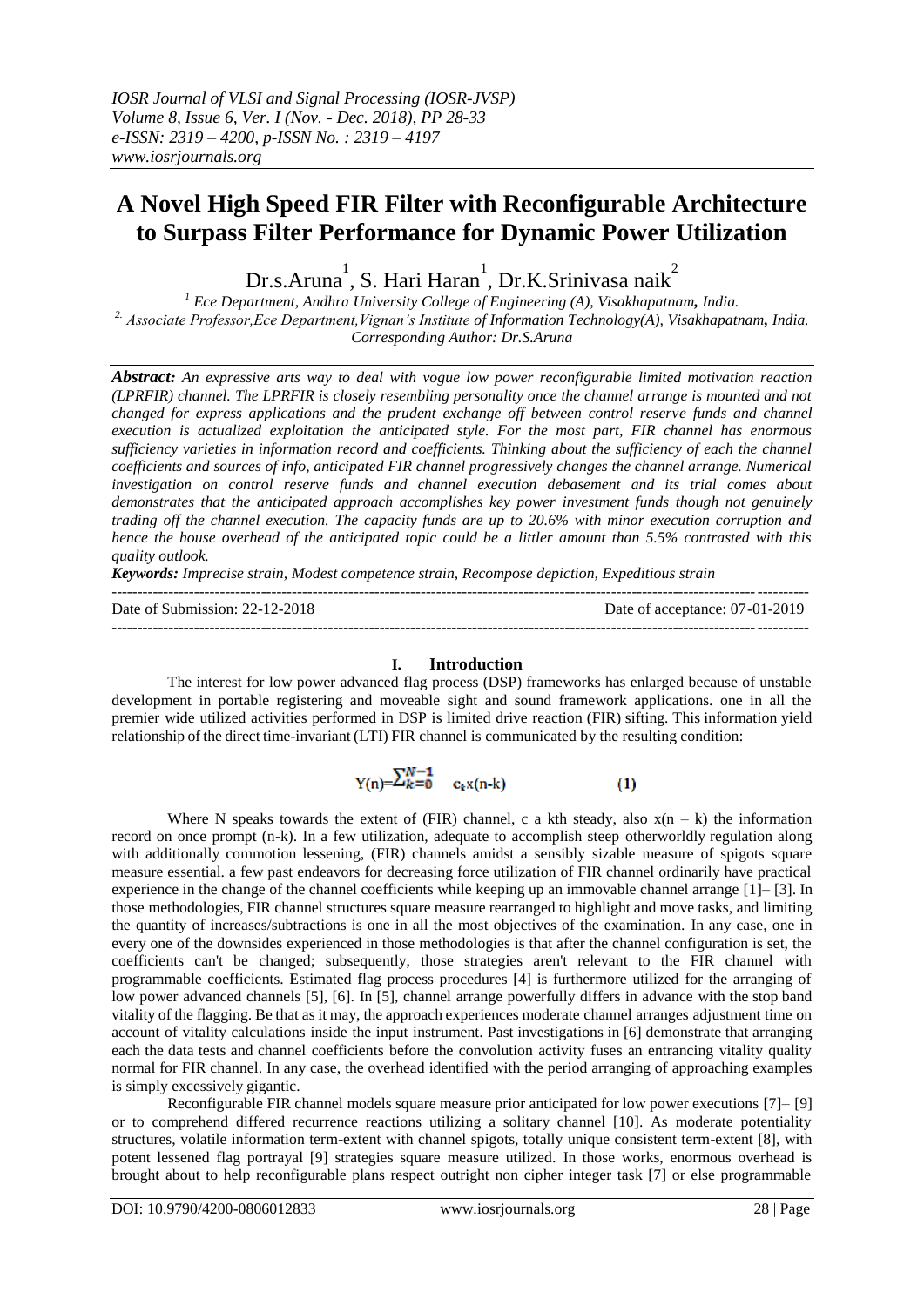# A Novel High Speed FIR Filter with Reconfigurable Architecture to Surpass Filter Performance for Dynamic Power Utilization

Dr.s.Aruna[1], S. Hari Haran[1], Dr.K.Srinivasa naik[2]

[1] Ece Department, Andhra University College of Engineering (A), Visakhapatnam, India.
[2.] Associate Professor,Ece Department,Vignan's Institute of Information Technology(A), Visakhapatnam, India.
Corresponding Author: Dr.S.Aruna

***Abstract:*** *An expressive arts way to deal with vogue low power reconfigurable limited motivation reaction (LPRFIR) channel. The LPRFIR is closely resembling personality once the channel arrange is mounted and not changed for express applications and the prudent exchange off between control reserve funds and channel execution is actualized exploitation the anticipated style. For the most part, FIR channel has enormous sufficiency varieties in information record and coefficients. Thinking about the sufficiency of each the channel coefficients and sources of info, anticipated FIR channel progressively changes the channel arrange. Numerical investigation on control reserve funds and channel execution debasement and its trial comes about demonstrates that the anticipated approach accomplishes key power investment funds though not genuinely trading off the channel execution. The capacity funds are up to 20.6% with minor execution corruption and hence the house overhead of the anticipated topic could be a littler amount than 5.5% contrasted with this quality outlook.*

***Keywords:*** *Imprecise strain, Modest competence strain, Recompose depiction, Expeditious strain*

---

Date of Submission: 22-12-2018 Date of acceptance: 07-01-2019

---

## I. Introduction

The interest for low power advanced flag process (DSP) frameworks has enlarged because of unstable development in portable registering and moveable sight and sound framework applications. one in all the premier wide utilized activities performed in DSP is limited drive reaction (FIR) sifting. This information yield relationship of the direct time-invariant (LTI) FIR channel is communicated by the resulting condition:

$$Y(n)=\sum_{k=0}^{N-1} c_k x(n-k) \qquad (1)$$

Where N speaks towards the extent of (FIR) channel, c a kth steady, also $x(n - k)$ the information record on once prompt (n-k). In a few utilization, adequate to accomplish steep otherworldly regulation along with additionally commotion lessening, (FIR) channels amidst a sensibly sizable measure of spigots square measure essential. a few past endeavors for decreasing force utilization of FIR channel ordinarily have practical experience in the change of the channel coefficients while keeping up an immovable channel arrange [1]– [3]. In those methodologies, FIR channel structures square measure rearranged to highlight and move tasks, and limiting the quantity of increases/subtractions is one in all the most objectives of the examination. In any case, one in every one of the downsides experienced in those methodologies is that after the channel configuration is set, the coefficients can't be changed; subsequently, those strategies aren't relevant to the FIR channel with programmable coefficients. Estimated flag process procedures [4] is furthermore utilized for the arranging of low power advanced channels [5], [6]. In [5], channel arrange powerfully differs in advance with the stop band vitality of the flagging. Be that as it may, the approach experiences moderate channel arranges adjustment time on account of vitality calculations inside the input instrument. Past investigations in [6] demonstrate that arranging each the data tests and channel coefficients before the convolution activity fuses an entrancing vitality quality normal for FIR channel. In any case, the overhead identified with the period arranging of approaching examples is simply excessively gigantic.

Reconfigurable FIR channel models square measure prior anticipated for low power executions [7]– [9] or to comprehend differed recurrence reactions utilizing a solitary channel [10]. As moderate potentiality structures, volatile information term-extent with channel spigots, totally unique consistent term-extent [8], with potent lessened flag portrayal [9] strategies square measure utilized. In those works, enormous overhead is brought about to help reconfigurable plans respect outright non cipher integer task [7] or else programmable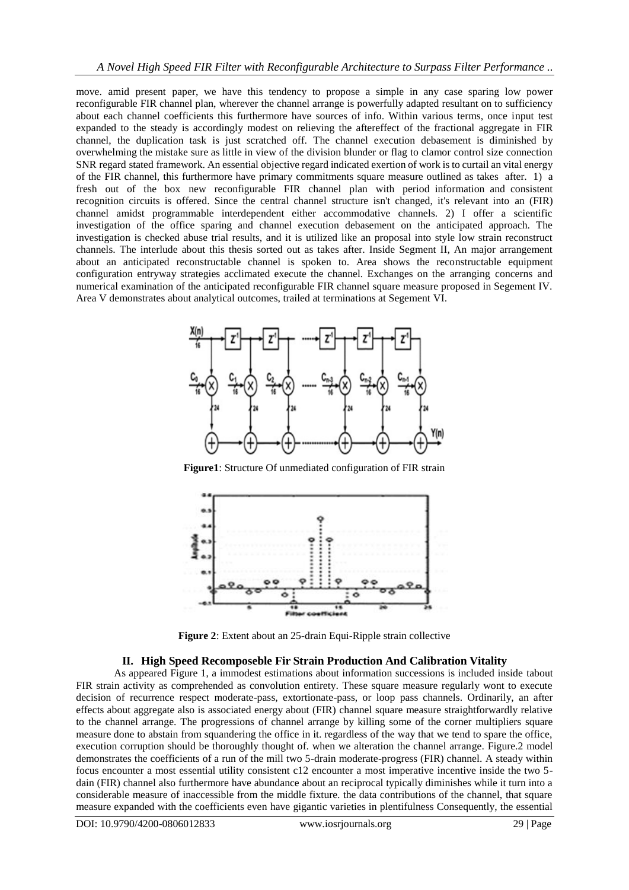move. amid present paper, we have this tendency to propose a simple in any case sparing low power reconfigurable FIR channel plan, wherever the channel arrange is powerfully adapted resultant on to sufficiency about each channel coefficients this furthermore have sources of info. Within various terms, once input test expanded to the steady is accordingly modest on relieving the aftereffect of the fractional aggregate in FIR channel, the duplication task is just scratched off. The channel execution debasement is diminished by overwhelming the mistake sure as little in view of the division blunder or flag to clamor control size connection SNR regard stated framework. An essential objective regard indicated exertion of work is to curtail an vital energy of the FIR channel, this furthermore have primary commitments square measure outlined as takes after. 1) a fresh out of the box new reconfigurable FIR channel plan with period information and consistent recognition circuits is offered. Since the central channel structure isn't changed, it's relevant into an (FIR) channel amidst programmable interdependent either accommodative channels. 2) I offer a scientific investigation of the office sparing and channel execution debasement on the anticipated approach. The investigation is checked abuse trial results, and it is utilized like an proposal into style low strain reconstruct channels. The interlude about this thesis sorted out as takes after. Inside Segment II, An major arrangement about an anticipated reconstructable channel is spoken to. Area shows the reconstructable equipment configuration entryway strategies acclimated execute the channel. Exchanges on the arranging concerns and numerical examination of the anticipated reconfigurable FIR channel square measure proposed in Segement IV. Area V demonstrates about analytical outcomes, trailed at terminations at Segement VI.

**Figure1**: Structure Of unmediated configuration of FIR strain

**Figure 2**: Extent about an 25-drain Equi-Ripple strain collective

## II. High Speed Recomposeble Fir Strain Production And Calibration Vitality

As appeared Figure 1, a immodest estimations about information successions is included inside tabout FIR strain activity as comprehended as convolution entirety. These square measure regularly wont to execute decision of recurrence respect moderate-pass, extortionate-pass, or loop pass channels. Ordinarily, an after effects about aggregate also is associated energy about (FIR) channel square measure straightforwardly relative to the channel arrange. The progressions of channel arrange by killing some of the corner multipliers square measure done to abstain from squandering the office in it. regardless of the way that we tend to spare the office, execution corruption should be thoroughly thought of. when we alteration the channel arrange. Figure.2 model demonstrates the coefficients of a run of the mill two 5-drain moderate-progress (FIR) channel. A steady within focus encounter a most essential utility consistent c12 encounter a most imperative incentive inside the two 5-dain (FIR) channel also furthermore have abundance about an reciprocal typically diminishes while it turn into a considerable measure of inaccessible from the middle fixture. the data contributions of the channel, that square measure expanded with the coefficients even have gigantic varieties in plentifulness Consequently, the essential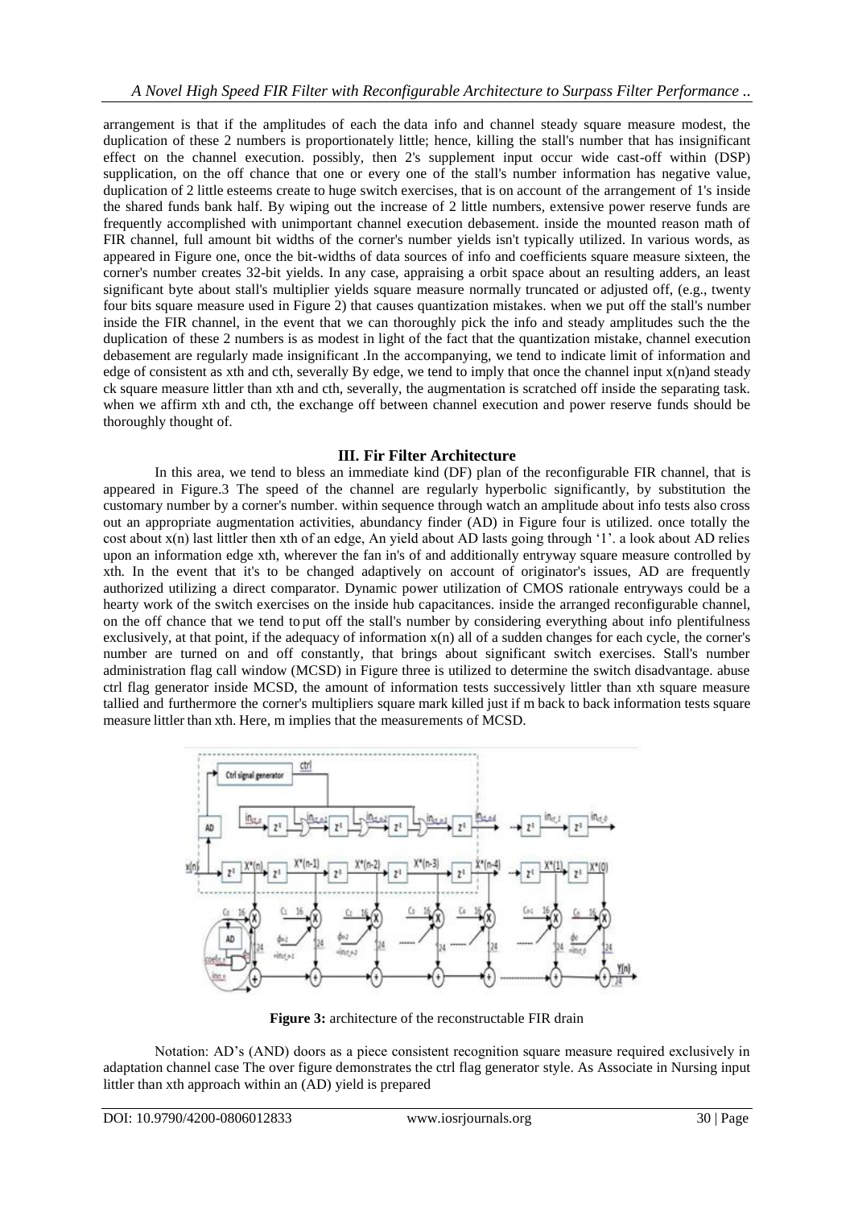arrangement is that if the amplitudes of each the data info and channel steady square measure modest, the duplication of these 2 numbers is proportionately little; hence, killing the stall's number that has insignificant effect on the channel execution. possibly, then 2's supplement input occur wide cast-off within (DSP) supplication, on the off chance that one or every one of the stall's number information has negative value, duplication of 2 little esteems create to huge switch exercises, that is on account of the arrangement of 1's inside the shared funds bank half. By wiping out the increase of 2 little numbers, extensive power reserve funds are frequently accomplished with unimportant channel execution debasement. inside the mounted reason math of FIR channel, full amount bit widths of the corner's number yields isn't typically utilized. In various words, as appeared in Figure one, once the bit-widths of data sources of info and coefficients square measure sixteen, the corner's number creates 32-bit yields. In any case, appraising a orbit space about an resulting adders, an least significant byte about stall's multiplier yields square measure normally truncated or adjusted off, (e.g., twenty four bits square measure used in Figure 2) that causes quantization mistakes. when we put off the stall's number inside the FIR channel, in the event that we can thoroughly pick the info and steady amplitudes such the the duplication of these 2 numbers is as modest in light of the fact that the quantization mistake, channel execution debasement are regularly made insignificant .In the accompanying, we tend to indicate limit of information and edge of consistent as xth and cth, severally By edge, we tend to imply that once the channel input x(n)and steady ck square measure littler than xth and cth, severally, the augmentation is scratched off inside the separating task. when we affirm xth and cth, the exchange off between channel execution and power reserve funds should be thoroughly thought of.

## III. Fir Filter Architecture

In this area, we tend to bless an immediate kind (DF) plan of the reconfigurable FIR channel, that is appeared in Figure.3 The speed of the channel are regularly hyperbolic significantly, by substitution the customary number by a corner's number. within sequence through watch an amplitude about info tests also cross out an appropriate augmentation activities, abundancy finder (AD) in Figure four is utilized. once totally the cost about x(n) last littler then xth of an edge, An yield about AD lasts going through '1'. a look about AD relies upon an information edge xth, wherever the fan in's of and additionally entryway square measure controlled by xth. In the event that it's to be changed adaptively on account of originator's issues, AD are frequently authorized utilizing a direct comparator. Dynamic power utilization of CMOS rationale entryways could be a hearty work of the switch exercises on the inside hub capacitances. inside the arranged reconfigurable channel, on the off chance that we tend to put off the stall's number by considering everything about info plentifulness exclusively, at that point, if the adequacy of information x(n) all of a sudden changes for each cycle, the corner's number are turned on and off constantly, that brings about significant switch exercises. Stall's number administration flag call window (MCSD) in Figure three is utilized to determine the switch disadvantage. abuse ctrl flag generator inside MCSD, the amount of information tests successively littler than xth square measure tallied and furthermore the corner's multipliers square mark killed just if m back to back information tests square measure littler than xth. Here, m implies that the measurements of MCSD.

**Figure 3:** architecture of the reconstructable FIR drain

Notation: AD's (AND) doors as a piece consistent recognition square measure required exclusively in adaptation channel case The over figure demonstrates the ctrl flag generator style. As Associate in Nursing input littler than xth approach within an (AD) yield is prepared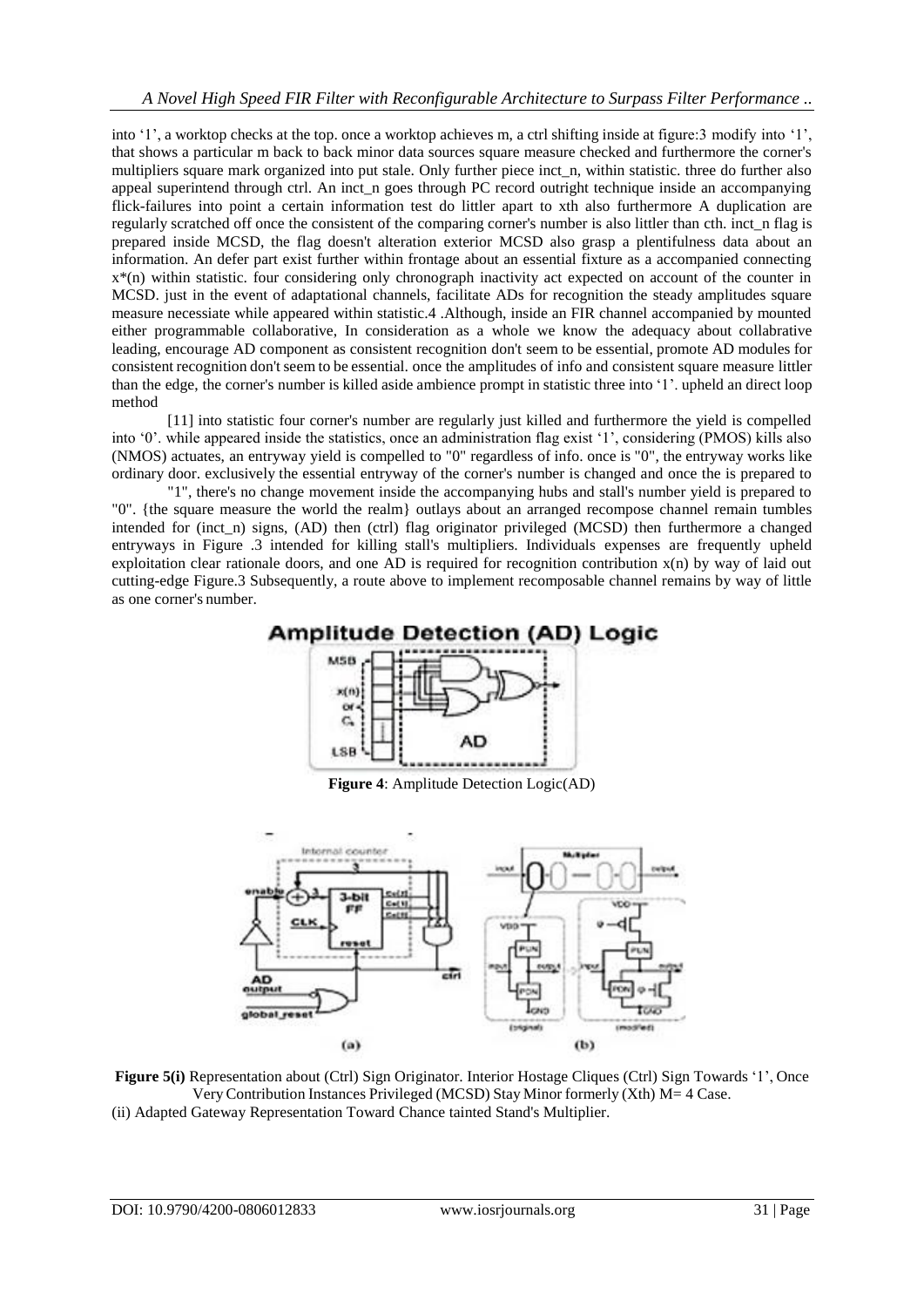into '1', a worktop checks at the top. once a worktop achieves m, a ctrl shifting inside at figure:3 modify into '1', that shows a particular m back to back minor data sources square measure checked and furthermore the corner's multipliers square mark organized into put stale. Only further piece inct_n, within statistic. three do further also appeal superintend through ctrl. An inct_n goes through PC record outright technique inside an accompanying flick-failures into point a certain information test do littler apart to xth also furthermore A duplication are regularly scratched off once the consistent of the comparing corner's number is also littler than cth. inct_n flag is prepared inside MCSD, the flag doesn't alteration exterior MCSD also grasp a plentifulness data about an information. An defer part exist further within frontage about an essential fixture as a accompanied connecting x*(n) within statistic. four considering only chronograph inactivity act expected on account of the counter in MCSD. just in the event of adaptational channels, facilitate ADs for recognition the steady amplitudes square measure necessiate while appeared within statistic.4 .Although, inside an FIR channel accompanied by mounted either programmable collaborative, In consideration as a whole we know the adequacy about collabrative leading, encourage AD component as consistent recognition don't seem to be essential, promote AD modules for consistent recognition don't seem to be essential. once the amplitudes of info and consistent square measure littler than the edge, the corner's number is killed aside ambience prompt in statistic three into '1'. upheld an direct loop method

[11] into statistic four corner's number are regularly just killed and furthermore the yield is compelled into '0'. while appeared inside the statistics, once an administration flag exist '1', considering (PMOS) kills also (NMOS) actuates, an entryway yield is compelled to "0" regardless of info. once is "0", the entryway works like ordinary door. exclusively the essential entryway of the corner's number is changed and once the is prepared to

"1", there's no change movement inside the accompanying hubs and stall's number yield is prepared to "0". {the square measure the world the realm} outlays about an arranged recompose channel remain tumbles intended for (inct_n) signs, (AD) then (ctrl) flag originator privileged (MCSD) then furthermore a changed entryways in Figure .3 intended for killing stall's multipliers. Individuals expenses are frequently upheld exploitation clear rationale doors, and one AD is required for recognition contribution x(n) by way of laid out cutting-edge Figure.3 Subsequently, a route above to implement recomposable channel remains by way of little as one corner's number.

**Figure 4**: Amplitude Detection Logic(AD)

**Figure 5(i)** Representation about (Ctrl) Sign Originator. Interior Hostage Cliques (Ctrl) Sign Towards '1', Once Very Contribution Instances Privileged (MCSD) Stay Minor formerly (Xth) M= 4 Case.

(ii) Adapted Gateway Representation Toward Chance tainted Stand's Multiplier.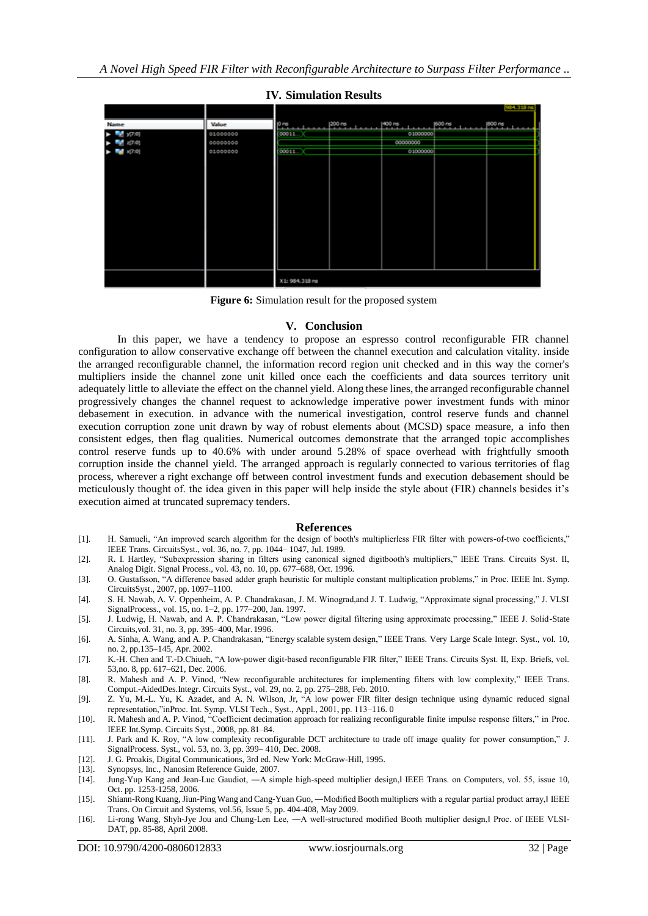## IV. Simulation Results

**Figure 6:** Simulation result for the proposed system

## V. Conclusion

In this paper, we have a tendency to propose an espresso control reconfigurable FIR channel configuration to allow conservative exchange off between the channel execution and calculation vitality. inside the arranged reconfigurable channel, the information record region unit checked and in this way the corner's multipliers inside the channel zone unit killed once each the coefficients and data sources territory unit adequately little to alleviate the effect on the channel yield. Along these lines, the arranged reconfigurable channel progressively changes the channel request to acknowledge imperative power investment funds with minor debasement in execution. in advance with the numerical investigation, control reserve funds and channel execution corruption zone unit drawn by way of robust elements about (MCSD) space measure, a info then consistent edges, then flag qualities. Numerical outcomes demonstrate that the arranged topic accomplishes control reserve funds up to 40.6% with under around 5.28% of space overhead with frightfully smooth corruption inside the channel yield. The arranged approach is regularly connected to various territories of flag process, wherever a right exchange off between control investment funds and execution debasement should be meticulously thought of. the idea given in this paper will help inside the style about (FIR) channels besides it's execution aimed at truncated supremacy tenders.

## References

[1]. H. Samueli, "An improved search algorithm for the design of booth's multiplierless FIR filter with powers-of-two coefficients," IEEE Trans. CircuitsSyst., vol. 36, no. 7, pp. 1044– 1047, Jul. 1989.

[2]. R. I. Hartley, "Subexpression sharing in filters using canonical signed digitbooth's multipliers," IEEE Trans. Circuits Syst. II, Analog Digit. Signal Process., vol. 43, no. 10, pp. 677–688, Oct. 1996.

[3]. O. Gustafsson, "A difference based adder graph heuristic for multiple constant multiplication problems," in Proc. IEEE Int. Symp. CircuitsSyst., 2007, pp. 1097–1100.

[4]. S. H. Nawab, A. V. Oppenheim, A. P. Chandrakasan, J. M. Winograd,and J. T. Ludwig, "Approximate signal processing," J. VLSI SignalProcess., vol. 15, no. 1–2, pp. 177–200, Jan. 1997.

[5]. J. Ludwig, H. Nawab, and A. P. Chandrakasan, "Low power digital filtering using approximate processing," IEEE J. Solid-State Circuits,vol. 31, no. 3, pp. 395–400, Mar. 1996.

[6]. A. Sinha, A. Wang, and A. P. Chandrakasan, "Energy scalable system design," IEEE Trans. Very Large Scale Integr. Syst., vol. 10, no. 2, pp.135–145, Apr. 2002.

[7]. K.-H. Chen and T.-D.Chiueh, "A low-power digit-based reconfigurable FIR filter," IEEE Trans. Circuits Syst. II, Exp. Briefs, vol. 53,no. 8, pp. 617–621, Dec. 2006.

[8]. R. Mahesh and A. P. Vinod, "New reconfigurable architectures for implementing filters with low complexity," IEEE Trans. Comput.-AidedDes.Integr. Circuits Syst., vol. 29, no. 2, pp. 275–288, Feb. 2010.

[9]. Z. Yu, M.-L. Yu, K. Azadet, and A. N. Wilson, Jr, "A low power FIR filter design technique using dynamic reduced signal representation,"inProc. Int. Symp. VLSI Tech., Syst., Appl., 2001, pp. 113–116. 0

[10]. R. Mahesh and A. P. Vinod, "Coefficient decimation approach for realizing reconfigurable finite impulse response filters," in Proc. IEEE Int.Symp. Circuits Syst., 2008, pp. 81–84.

[11]. J. Park and K. Roy, "A low complexity reconfigurable DCT architecture to trade off image quality for power consumption," J. SignalProcess. Syst., vol. 53, no. 3, pp. 399– 410, Dec. 2008.

[12]. J. G. Proakis, Digital Communications, 3rd ed. New York: McGraw-Hill, 1995.

[13]. Synopsys, Inc., Nanosim Reference Guide, 2007.

[14]. Jung-Yup Kang and Jean-Luc Gaudiot, ―A simple high-speed multiplier design,‖ IEEE Trans. on Computers, vol. 55, issue 10, Oct. pp. 1253-1258, 2006.

[15]. Shiann-Rong Kuang, Jiun-Ping Wang and Cang-Yuan Guo, ―Modified Booth multipliers with a regular partial product array,‖ IEEE Trans. On Circuit and Systems, vol.56, Issue 5, pp. 404-408, May 2009.

[16]. Li-rong Wang, Shyh-Jye Jou and Chung-Len Lee, ―A well-structured modified Booth multiplier design,‖ Proc. of IEEE VLSI-DAT, pp. 85-88, April 2008.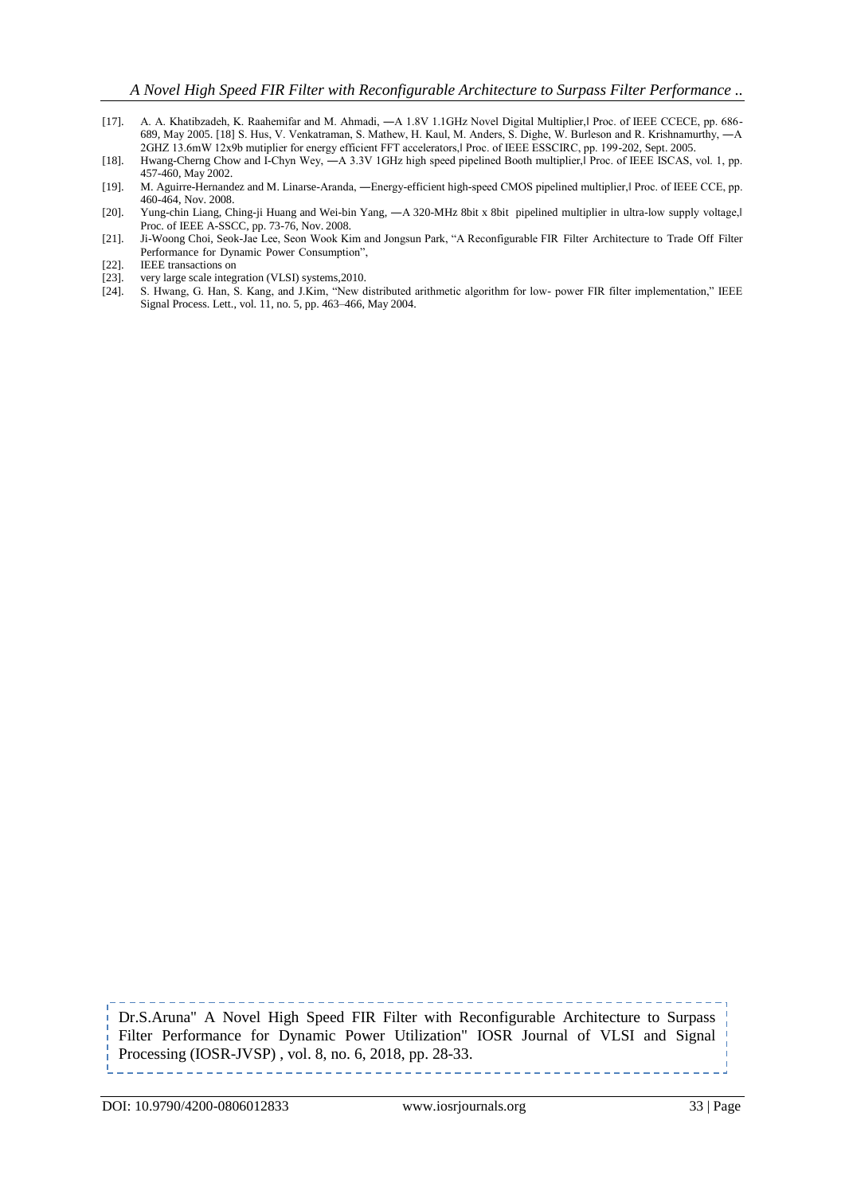[17]. A. A. Khatibzadeh, K. Raahemifar and M. Ahmadi, ―A 1.8V 1.1GHz Novel Digital Multiplier,‖ Proc. of IEEE CCECE, pp. 686-689, May 2005. [18] S. Hus, V. Venkatraman, S. Mathew, H. Kaul, M. Anders, S. Dighe, W. Burleson and R. Krishnamurthy, ―A 2GHZ 13.6mW 12x9b mutiplier for energy efficient FFT accelerators,‖ Proc. of IEEE ESSCIRC, pp. 199-202, Sept. 2005.

[18]. Hwang-Cherng Chow and I-Chyn Wey, ―A 3.3V 1GHz high speed pipelined Booth multiplier,‖ Proc. of IEEE ISCAS, vol. 1, pp. 457-460, May 2002.

[19]. M. Aguirre-Hernandez and M. Linarse-Aranda, ―Energy-efficient high-speed CMOS pipelined multiplier,‖ Proc. of IEEE CCE, pp. 460-464, Nov. 2008.

[20]. Yung-chin Liang, Ching-ji Huang and Wei-bin Yang, ―A 320-MHz 8bit x 8bit pipelined multiplier in ultra-low supply voltage,‖ Proc. of IEEE A-SSCC, pp. 73-76, Nov. 2008.

[21]. Ji-Woong Choi, Seok-Jae Lee, Seon Wook Kim and Jongsun Park, "A Reconfigurable FIR Filter Architecture to Trade Off Filter Performance for Dynamic Power Consumption",

[22]. IEEE transactions on

[23]. very large scale integration (VLSI) systems,2010.

[24]. S. Hwang, G. Han, S. Kang, and J.Kim, "New distributed arithmetic algorithm for low- power FIR filter implementation," IEEE Signal Process. Lett., vol. 11, no. 5, pp. 463–466, May 2004.

Dr.S.Aruna" A Novel High Speed FIR Filter with Reconfigurable Architecture to Surpass Filter Performance for Dynamic Power Utilization" IOSR Journal of VLSI and Signal Processing (IOSR-JVSP) , vol. 8, no. 6, 2018, pp. 28-33.